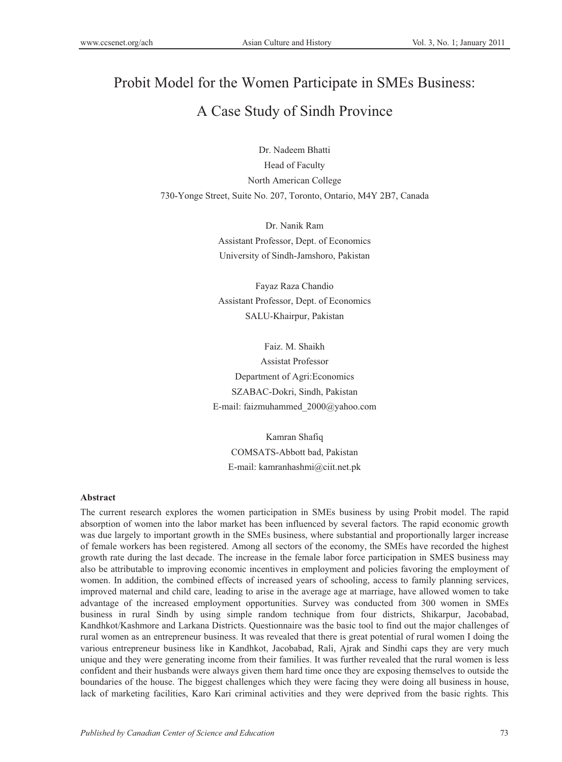# Probit Model for the Women Participate in SMEs Business: A Case Study of Sindh Province

Dr. Nadeem Bhatti

Head of Faculty

North American College

730-Yonge Street, Suite No. 207, Toronto, Ontario, M4Y 2B7, Canada

Dr. Nanik Ram

Assistant Professor, Dept. of Economics

University of Sindh-Jamshoro, Pakistan

Fayaz Raza Chandio

Assistant Professor, Dept. of Economics

SALU-Khairpur, Pakistan

Faiz. M. Shaikh

Assistat Professor

Department of Agri:Economics

SZABAC-Dokri, Sindh, Pakistan

E-mail: faizmuhammed_2000@yahoo.com

Kamran Shafiq

COMSATS-Abbott bad, Pakistan

E-mail: kamranhashmi@ciit.net.pk

**Abstract**

The current research explores the women participation in SMEs business by using Probit model. The rapid absorption of women into the labor market has been influenced by several factors. The rapid economic growth was due largely to important growth in the SMEs business, where substantial and proportionally larger increase of female workers has been registered. Among all sectors of the economy, the SMEs have recorded the highest growth rate during the last decade. The increase in the female labor force participation in SMES business may also be attributable to improving economic incentives in employment and policies favoring the employment of women. In addition, the combined effects of increased years of schooling, access to family planning services, improved maternal and child care, leading to arise in the average age at marriage, have allowed women to take advantage of the increased employment opportunities. Survey was conducted from 300 women in SMEs business in rural Sindh by using simple random technique from four districts, Shikarpur, Jacobabad, Kandhkot/Kashmore and Larkana Districts. Questionnaire was the basic tool to find out the major challenges of rural women as an entrepreneur business. It was revealed that there is great potential of rural women I doing the various entrepreneur business like in Kandhkot, Jacobabad, Rali, Ajrak and Sindhi caps they are very much unique and they were generating income from their families. It was further revealed that the rural women is less confident and their husbands were always given them hard time once they are exposing themselves to outside the boundaries of the house. The biggest challenges which they were facing they were doing all business in house, lack of marketing facilities, Karo Kari criminal activities and they were deprived from the basic rights. This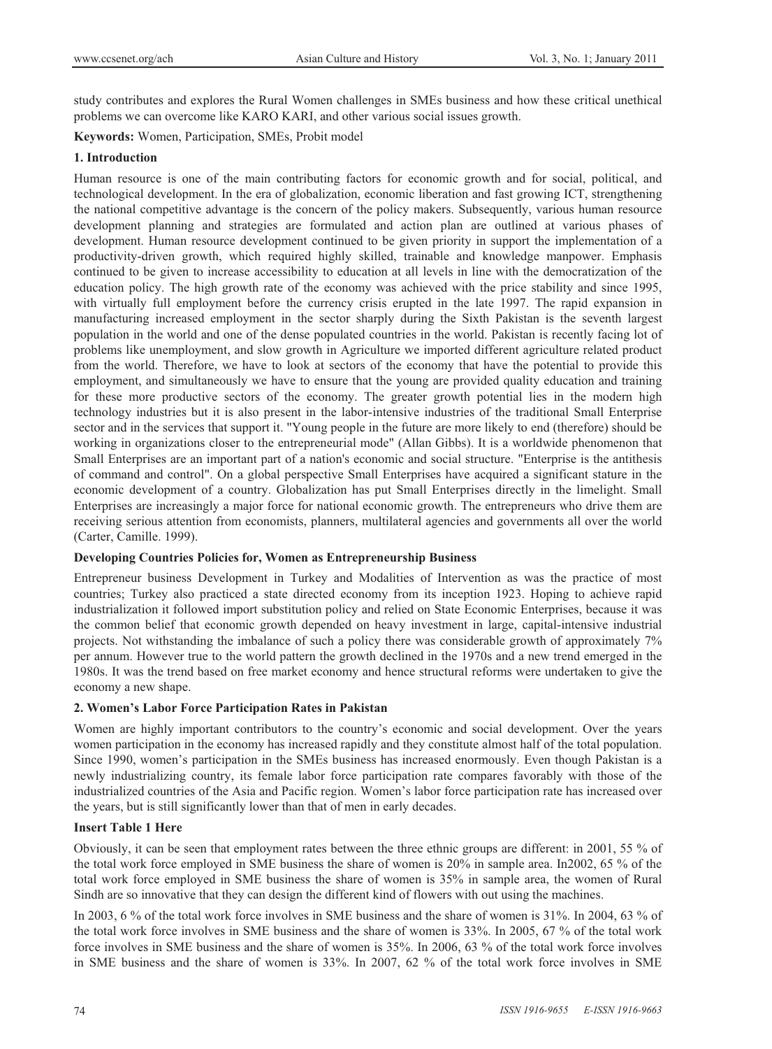study contributes and explores the Rural Women challenges in SMEs business and how these critical unethical problems we can overcome like KARO KARI, and other various social issues growth.

**Keywords:** Women, Participation, SMEs, Probit model

## 1. Introduction

Human resource is one of the main contributing factors for economic growth and for social, political, and technological development. In the era of globalization, economic liberation and fast growing ICT, strengthening the national competitive advantage is the concern of the policy makers. Subsequently, various human resource development planning and strategies are formulated and action plan are outlined at various phases of development. Human resource development continued to be given priority in support the implementation of a productivity-driven growth, which required highly skilled, trainable and knowledge manpower. Emphasis continued to be given to increase accessibility to education at all levels in line with the democratization of the education policy. The high growth rate of the economy was achieved with the price stability and since 1995, with virtually full employment before the currency crisis erupted in the late 1997. The rapid expansion in manufacturing increased employment in the sector sharply during the Sixth Pakistan is the seventh largest population in the world and one of the dense populated countries in the world. Pakistan is recently facing lot of problems like unemployment, and slow growth in Agriculture we imported different agriculture related product from the world. Therefore, we have to look at sectors of the economy that have the potential to provide this employment, and simultaneously we have to ensure that the young are provided quality education and training for these more productive sectors of the economy. The greater growth potential lies in the modern high technology industries but it is also present in the labor-intensive industries of the traditional Small Enterprise sector and in the services that support it. "Young people in the future are more likely to end (therefore) should be working in organizations closer to the entrepreneurial mode" (Allan Gibbs). It is a worldwide phenomenon that Small Enterprises are an important part of a nation's economic and social structure. "Enterprise is the antithesis of command and control". On a global perspective Small Enterprises have acquired a significant stature in the economic development of a country. Globalization has put Small Enterprises directly in the limelight. Small Enterprises are increasingly a major force for national economic growth. The entrepreneurs who drive them are receiving serious attention from economists, planners, multilateral agencies and governments all over the world (Carter, Camille. 1999).

**Developing Countries Policies for, Women as Entrepreneurship Business**

Entrepreneur business Development in Turkey and Modalities of Intervention as was the practice of most countries; Turkey also practiced a state directed economy from its inception 1923. Hoping to achieve rapid industrialization it followed import substitution policy and relied on State Economic Enterprises, because it was the common belief that economic growth depended on heavy investment in large, capital-intensive industrial projects. Not withstanding the imbalance of such a policy there was considerable growth of approximately 7% per annum. However true to the world pattern the growth declined in the 1970s and a new trend emerged in the 1980s. It was the trend based on free market economy and hence structural reforms were undertaken to give the economy a new shape.

## 2. Women's Labor Force Participation Rates in Pakistan

Women are highly important contributors to the country's economic and social development. Over the years women participation in the economy has increased rapidly and they constitute almost half of the total population. Since 1990, women's participation in the SMEs business has increased enormously. Even though Pakistan is a newly industrializing country, its female labor force participation rate compares favorably with those of the industrialized countries of the Asia and Pacific region. Women's labor force participation rate has increased over the years, but is still significantly lower than that of men in early decades.

**Insert Table 1 Here**

Obviously, it can be seen that employment rates between the three ethnic groups are different: in 2001, 55 % of the total work force employed in SME business the share of women is 20% in sample area. In2002, 65 % of the total work force employed in SME business the share of women is 35% in sample area, the women of Rural Sindh are so innovative that they can design the different kind of flowers with out using the machines.

In 2003, 6 % of the total work force involves in SME business and the share of women is 31%. In 2004, 63 % of the total work force involves in SME business and the share of women is 33%. In 2005, 67 % of the total work force involves in SME business and the share of women is 35%. In 2006, 63 % of the total work force involves in SME business and the share of women is 33%. In 2007, 62 % of the total work force involves in SME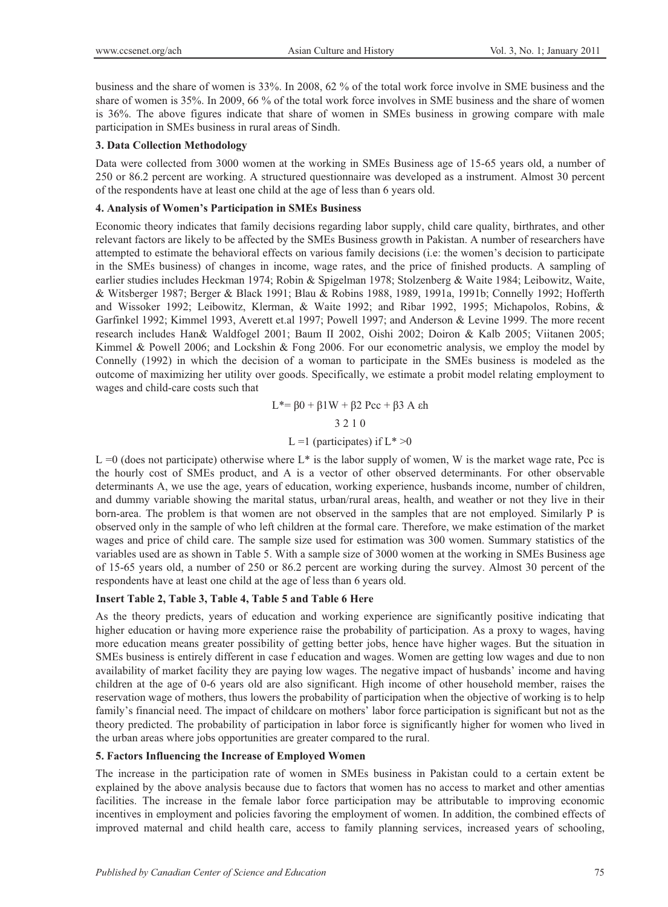business and the share of women is 33%. In 2008, 62 % of the total work force involve in SME business and the share of women is 35%. In 2009, 66 % of the total work force involves in SME business and the share of women is 36%. The above figures indicate that share of women in SMEs business in growing compare with male participation in SMEs business in rural areas of Sindh.

### 3. Data Collection Methodology

Data were collected from 3000 women at the working in SMEs Business age of 15-65 years old, a number of 250 or 86.2 percent are working. A structured questionnaire was developed as a instrument. Almost 30 percent of the respondents have at least one child at the age of less than 6 years old.

### 4. Analysis of Women's Participation in SMEs Business

Economic theory indicates that family decisions regarding labor supply, child care quality, birthrates, and other relevant factors are likely to be affected by the SMEs Business growth in Pakistan. A number of researchers have attempted to estimate the behavioral effects on various family decisions (i.e: the women's decision to participate in the SMEs business) of changes in income, wage rates, and the price of finished products. A sampling of earlier studies includes Heckman 1974; Robin & Spigelman 1978; Stolzenberg & Waite 1984; Leibowitz, Waite, & Witsberger 1987; Berger & Black 1991; Blau & Robins 1988, 1989, 1991a, 1991b; Connelly 1992; Hofferth and Wissoker 1992; Leibowitz, Klerman, & Waite 1992; and Ribar 1992, 1995; Michapolos, Robins, & Garfinkel 1992; Kimmel 1993, Averett et.al 1997; Powell 1997; and Anderson & Levine 1999. The more recent research includes Han& Waldfogel 2001; Baum II 2002, Oishi 2002; Doiron & Kalb 2005; Viitanen 2005; Kimmel & Powell 2006; and Lockshin & Fong 2006. For our econometric analysis, we employ the model by Connelly (1992) in which the decision of a woman to participate in the SMEs business is modeled as the outcome of maximizing her utility over goods. Specifically, we estimate a probit model relating employment to wages and child-care costs such that

$$L^* = \beta_0 + \beta_1 W + \beta_2 P_{cc} + \beta_3 A \, \varepsilon_h$$

3 2 1 0

$$L = 1 \text{ (participates) if } L^* > 0$$

L =0 (does not participate) otherwise where $L^*$ is the labor supply of women, W is the market wage rate, Pcc is the hourly cost of SMEs product, and A is a vector of other observed determinants. For other observable determinants A, we use the age, years of education, working experience, husbands income, number of children, and dummy variable showing the marital status, urban/rural areas, health, and weather or not they live in their born-area. The problem is that women are not observed in the samples that are not employed. Similarly P is observed only in the sample of who left children at the formal care. Therefore, we make estimation of the market wages and price of child care. The sample size used for estimation was 300 women. Summary statistics of the variables used are as shown in Table 5. With a sample size of 3000 women at the working in SMEs Business age of 15-65 years old, a number of 250 or 86.2 percent are working during the survey. Almost 30 percent of the respondents have at least one child at the age of less than 6 years old.

**Insert Table 2, Table 3, Table 4, Table 5 and Table 6 Here**

As the theory predicts, years of education and working experience are significantly positive indicating that higher education or having more experience raise the probability of participation. As a proxy to wages, having more education means greater possibility of getting better jobs, hence have higher wages. But the situation in SMEs business is entirely different in case f education and wages. Women are getting low wages and due to non availability of market facility they are paying low wages. The negative impact of husbands' income and having children at the age of 0-6 years old are also significant. High income of other household member, raises the reservation wage of mothers, thus lowers the probability of participation when the objective of working is to help family's financial need. The impact of childcare on mothers' labor force participation is significant but not as the theory predicted. The probability of participation in labor force is significantly higher for women who lived in the urban areas where jobs opportunities are greater compared to the rural.

### 5. Factors Influencing the Increase of Employed Women

The increase in the participation rate of women in SMEs business in Pakistan could to a certain extent be explained by the above analysis because due to factors that women has no access to market and other amentias facilities. The increase in the female labor force participation may be attributable to improving economic incentives in employment and policies favoring the employment of women. In addition, the combined effects of improved maternal and child health care, access to family planning services, increased years of schooling,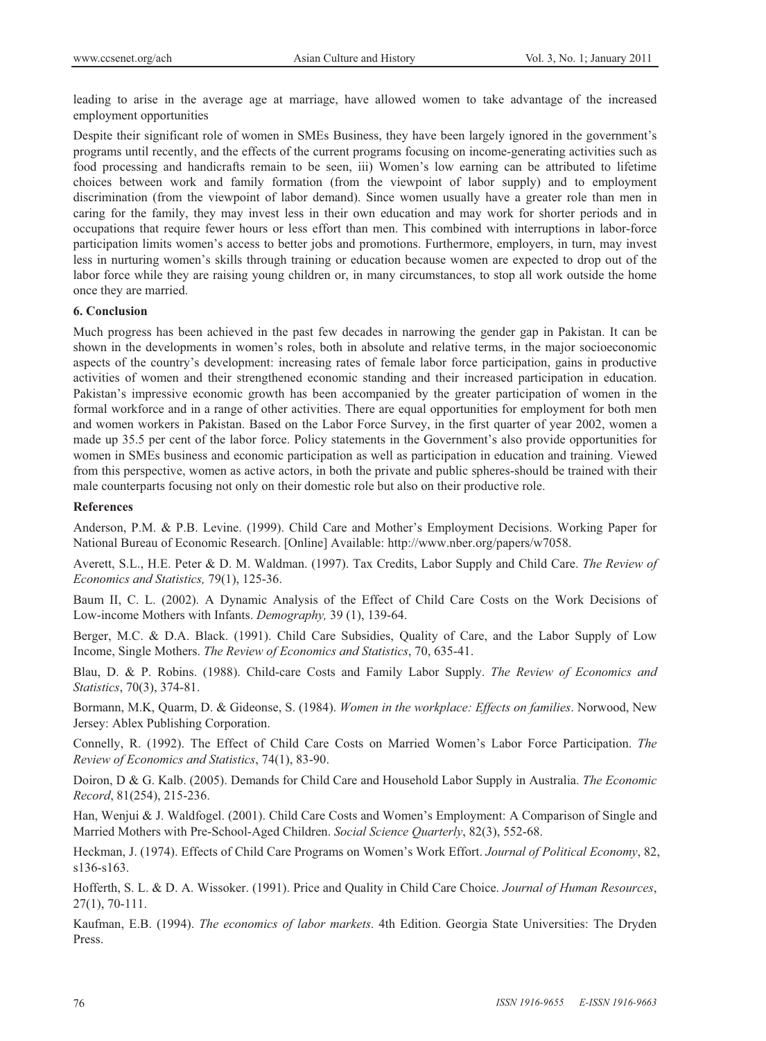leading to arise in the average age at marriage, have allowed women to take advantage of the increased employment opportunities

Despite their significant role of women in SMEs Business, they have been largely ignored in the government's programs until recently, and the effects of the current programs focusing on income-generating activities such as food processing and handicrafts remain to be seen, iii) Women's low earning can be attributed to lifetime choices between work and family formation (from the viewpoint of labor supply) and to employment discrimination (from the viewpoint of labor demand). Since women usually have a greater role than men in caring for the family, they may invest less in their own education and may work for shorter periods and in occupations that require fewer hours or less effort than men. This combined with interruptions in labor-force participation limits women's access to better jobs and promotions. Furthermore, employers, in turn, may invest less in nurturing women's skills through training or education because women are expected to drop out of the labor force while they are raising young children or, in many circumstances, to stop all work outside the home once they are married.

## 6. Conclusion

Much progress has been achieved in the past few decades in narrowing the gender gap in Pakistan. It can be shown in the developments in women's roles, both in absolute and relative terms, in the major socioeconomic aspects of the country's development: increasing rates of female labor force participation, gains in productive activities of women and their strengthened economic standing and their increased participation in education. Pakistan's impressive economic growth has been accompanied by the greater participation of women in the formal workforce and in a range of other activities. There are equal opportunities for employment for both men and women workers in Pakistan. Based on the Labor Force Survey, in the first quarter of year 2002, women a made up 35.5 per cent of the labor force. Policy statements in the Government's also provide opportunities for women in SMEs business and economic participation as well as participation in education and training. Viewed from this perspective, women as active actors, in both the private and public spheres-should be trained with their male counterparts focusing not only on their domestic role but also on their productive role.

## References

Anderson, P.M. & P.B. Levine. (1999). Child Care and Mother's Employment Decisions. Working Paper for National Bureau of Economic Research. [Online] Available: http://www.nber.org/papers/w7058.

Averett, S.L., H.E. Peter & D. M. Waldman. (1997). Tax Credits, Labor Supply and Child Care. *The Review of Economics and Statistics,* 79(1), 125-36.

Baum II, C. L. (2002). A Dynamic Analysis of the Effect of Child Care Costs on the Work Decisions of Low-income Mothers with Infants. *Demography,* 39 (1), 139-64.

Berger, M.C. & D.A. Black. (1991). Child Care Subsidies, Quality of Care, and the Labor Supply of Low Income, Single Mothers. *The Review of Economics and Statistics*, 70, 635-41.

Blau, D. & P. Robins. (1988). Child-care Costs and Family Labor Supply. *The Review of Economics and Statistics*, 70(3), 374-81.

Bormann, M.K, Quarm, D. & Gideonse, S. (1984). *Women in the workplace: Effects on families*. Norwood, New Jersey: Ablex Publishing Corporation.

Connelly, R. (1992). The Effect of Child Care Costs on Married Women's Labor Force Participation. *The Review of Economics and Statistics*, 74(1), 83-90.

Doiron, D & G. Kalb. (2005). Demands for Child Care and Household Labor Supply in Australia. *The Economic Record*, 81(254), 215-236.

Han, Wenjui & J. Waldfogel. (2001). Child Care Costs and Women's Employment: A Comparison of Single and Married Mothers with Pre-School-Aged Children. *Social Science Quarterly*, 82(3), 552-68.

Heckman, J. (1974). Effects of Child Care Programs on Women's Work Effort. *Journal of Political Economy*, 82, s136-s163.

Hofferth, S. L. & D. A. Wissoker. (1991). Price and Quality in Child Care Choice. *Journal of Human Resources*, 27(1), 70-111.

Kaufman, E.B. (1994). *The economics of labor markets*. 4th Edition. Georgia State Universities: The Dryden Press.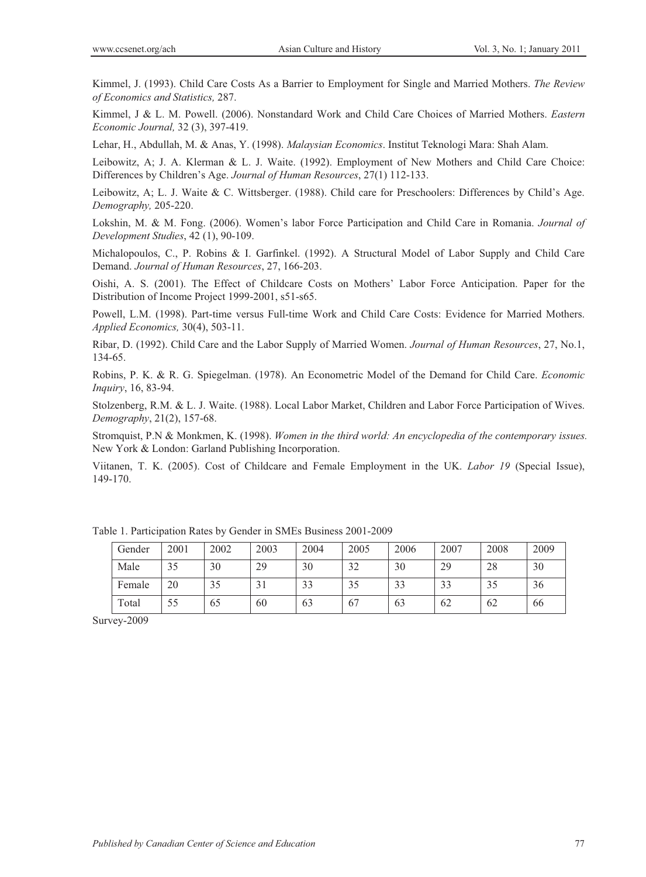Kimmel, J. (1993). Child Care Costs As a Barrier to Employment for Single and Married Mothers. *The Review of Economics and Statistics,* 287.

Kimmel, J & L. M. Powell. (2006). Nonstandard Work and Child Care Choices of Married Mothers. *Eastern Economic Journal,* 32 (3), 397-419.

Lehar, H., Abdullah, M. & Anas, Y. (1998). *Malaysian Economics*. Institut Teknologi Mara: Shah Alam.

Leibowitz, A; J. A. Klerman & L. J. Waite. (1992). Employment of New Mothers and Child Care Choice: Differences by Children's Age. *Journal of Human Resources*, 27(1) 112-133.

Leibowitz, A; L. J. Waite & C. Wittsberger. (1988). Child care for Preschoolers: Differences by Child's Age. *Demography,* 205-220.

Lokshin, M. & M. Fong. (2006). Women's labor Force Participation and Child Care in Romania. *Journal of Development Studies*, 42 (1), 90-109.

Michalopoulos, C., P. Robins & I. Garfinkel. (1992). A Structural Model of Labor Supply and Child Care Demand. *Journal of Human Resources*, 27, 166-203.

Oishi, A. S. (2001). The Effect of Childcare Costs on Mothers' Labor Force Anticipation. Paper for the Distribution of Income Project 1999-2001, s51-s65.

Powell, L.M. (1998). Part-time versus Full-time Work and Child Care Costs: Evidence for Married Mothers. *Applied Economics,* 30(4), 503-11.

Ribar, D. (1992). Child Care and the Labor Supply of Married Women. *Journal of Human Resources*, 27, No.1, 134-65.

Robins, P. K. & R. G. Spiegelman. (1978). An Econometric Model of the Demand for Child Care. *Economic Inquiry*, 16, 83-94.

Stolzenberg, R.M. & L. J. Waite. (1988). Local Labor Market, Children and Labor Force Participation of Wives. *Demography*, 21(2), 157-68.

Stromquist, P.N & Monkmen, K. (1998). *Women in the third world: An encyclopedia of the contemporary issues.* New York & London: Garland Publishing Incorporation.

Viitanen, T. K. (2005). Cost of Childcare and Female Employment in the UK. *Labor 19* (Special Issue), 149-170.

Table 1. Participation Rates by Gender in SMEs Business 2001-2009

| Gender | 2001 | 2002 | 2003 | 2004 | 2005 | 2006 | 2007 | 2008 | 2009 |
|---|---|---|---|---|---|---|---|---|---|
| Male | 35 | 30 | 29 | 30 | 32 | 30 | 29 | 28 | 30 |
| Female | 20 | 35 | 31 | 33 | 35 | 33 | 33 | 35 | 36 |
| Total | 55 | 65 | 60 | 63 | 67 | 63 | 62 | 62 | 66 |

Survey-2009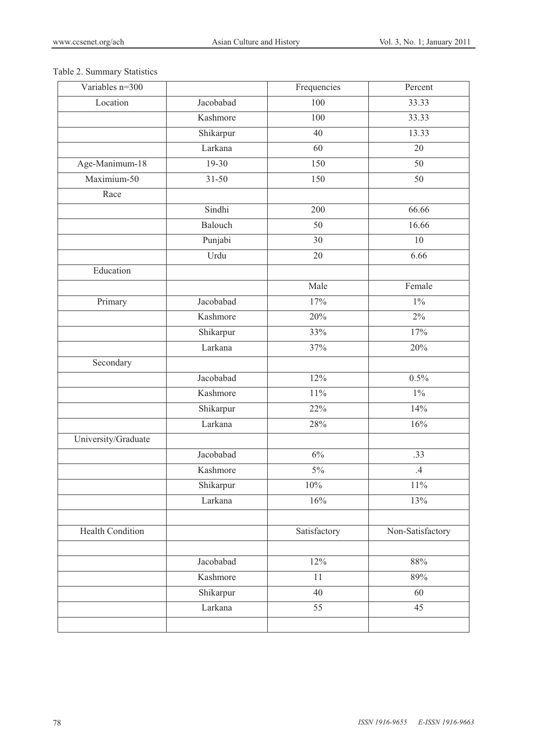Table 2. Summary Statistics

| Variables n=300 | | Frequencies | Percent |
|---|---|---|---|
| Location | Jacobabad | 100 | 33.33 |
| | Kashmore | 100 | 33.33 |
| | Shikarpur | 40 | 13.33 |
| | Larkana | 60 | 20 |
| Age-Manimum-18 | 19-30 | 150 | 50 |
| Maximium-50 | 31-50 | 150 | 50 |
| Race | | | |
| | Sindhi | 200 | 66.66 |
| | Balouch | 50 | 16.66 |
| | Punjabi | 30 | 10 |
| | Urdu | 20 | 6.66 |
| Education | | | |
| | | Male | Female |
| Primary | Jacobabad | 17% | 1% |
| | Kashmore | 20% | 2% |
| | Shikarpur | 33% | 17% |
| | Larkana | 37% | 20% |
| Secondary | | | |
| | Jacobabad | 12% | 0.5% |
| | Kashmore | 11% | 1% |
| | Shikarpur | 22% | 14% |
| | Larkana | 28% | 16% |
| University/Graduate | | | |
| | Jacobabad | 6% | .33 |
| | Kashmore | 5% | .4 |
| | Shikarpur | 10% | 11% |
| | Larkana | 16% | 13% |
| | | | |
| Health Condition | | Satisfactory | Non-Satisfactory |
| | | | |
| | Jacobabad | 12% | 88% |
| | Kashmore | 11 | 89% |
| | Shikarpur | 40 | 60 |
| | Larkana | 55 | 45 |
| | | | |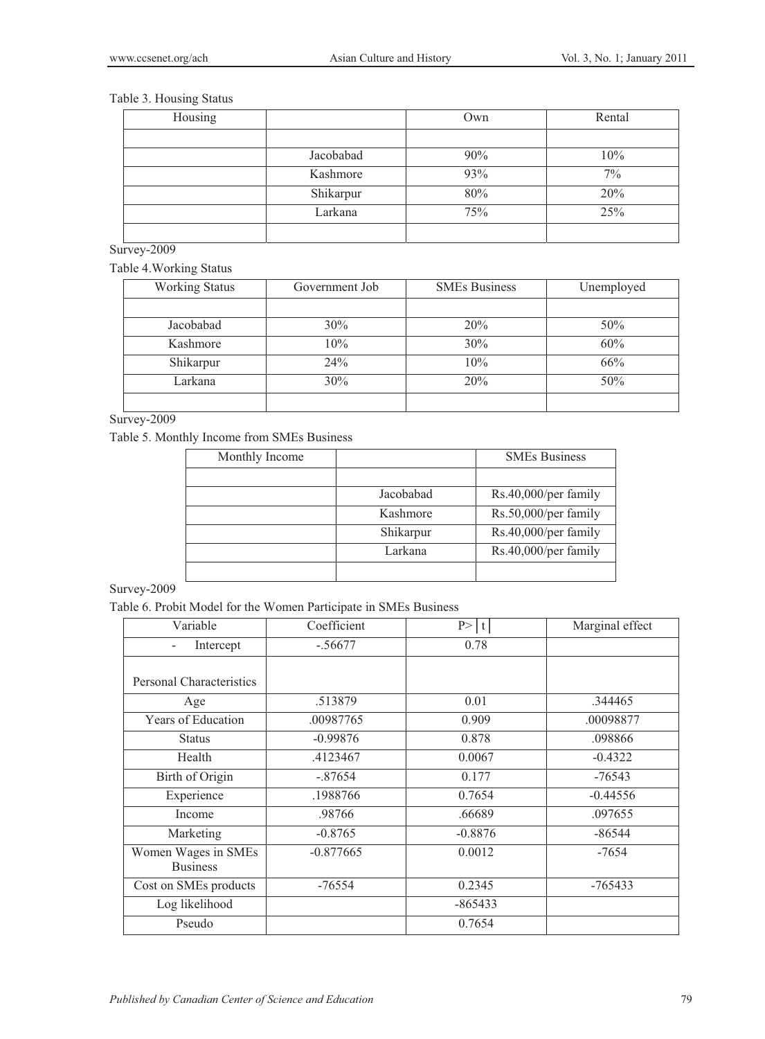Table 3. Housing Status

| Housing | | Own | Rental |
|---|---|---|---|
| | | | |
| | Jacobabad | 90% | 10% |
| | Kashmore | 93% | 7% |
| | Shikarpur | 80% | 20% |
| | Larkana | 75% | 25% |
| | | | |

Survey-2009

Table 4.Working Status

| Working Status | Government Job | SMEs Business | Unemployed |
|---|---|---|---|
| | | | |
| Jacobabad | 30% | 20% | 50% |
| Kashmore | 10% | 30% | 60% |
| Shikarpur | 24% | 10% | 66% |
| Larkana | 30% | 20% | 50% |
| | | | |

Survey-2009

Table 5. Monthly Income from SMEs Business

| Monthly Income | | SMEs Business |
|---|---|---|
| | | |
| | Jacobabad | Rs.40,000/per family |
| | Kashmore | Rs.50,000/per family |
| | Shikarpur | Rs.40,000/per family |
| | Larkana | Rs.40,000/per family |
| | | |

Survey-2009

Table 6. Probit Model for the Women Participate in SMEs Business

| Variable | Coefficient | P> \|t\| | Marginal effect |
|---|---|---|---|
| - Intercept | -.56677 | 0.78 | |
| Personal Characteristics | | | |
| Age | .513879 | 0.01 | .344465 |
| Years of Education | .00987765 | 0.909 | .00098877 |
| Status | -0.99876 | 0.878 | .098866 |
| Health | .4123467 | 0.0067 | -0.4322 |
| Birth of Origin | -.87654 | 0.177 | -76543 |
| Experience | .1988766 | 0.7654 | -0.44556 |
| Income | .98766 | .66689 | .097655 |
| Marketing | -0.8765 | -0.8876 | -86544 |
| Women Wages in SMEs Business | -0.877665 | 0.0012 | -7654 |
| Cost on SMEs products | -76554 | 0.2345 | -765433 |
| Log likelihood | | -865433 | |
| Pseudo | | 0.7654 | |